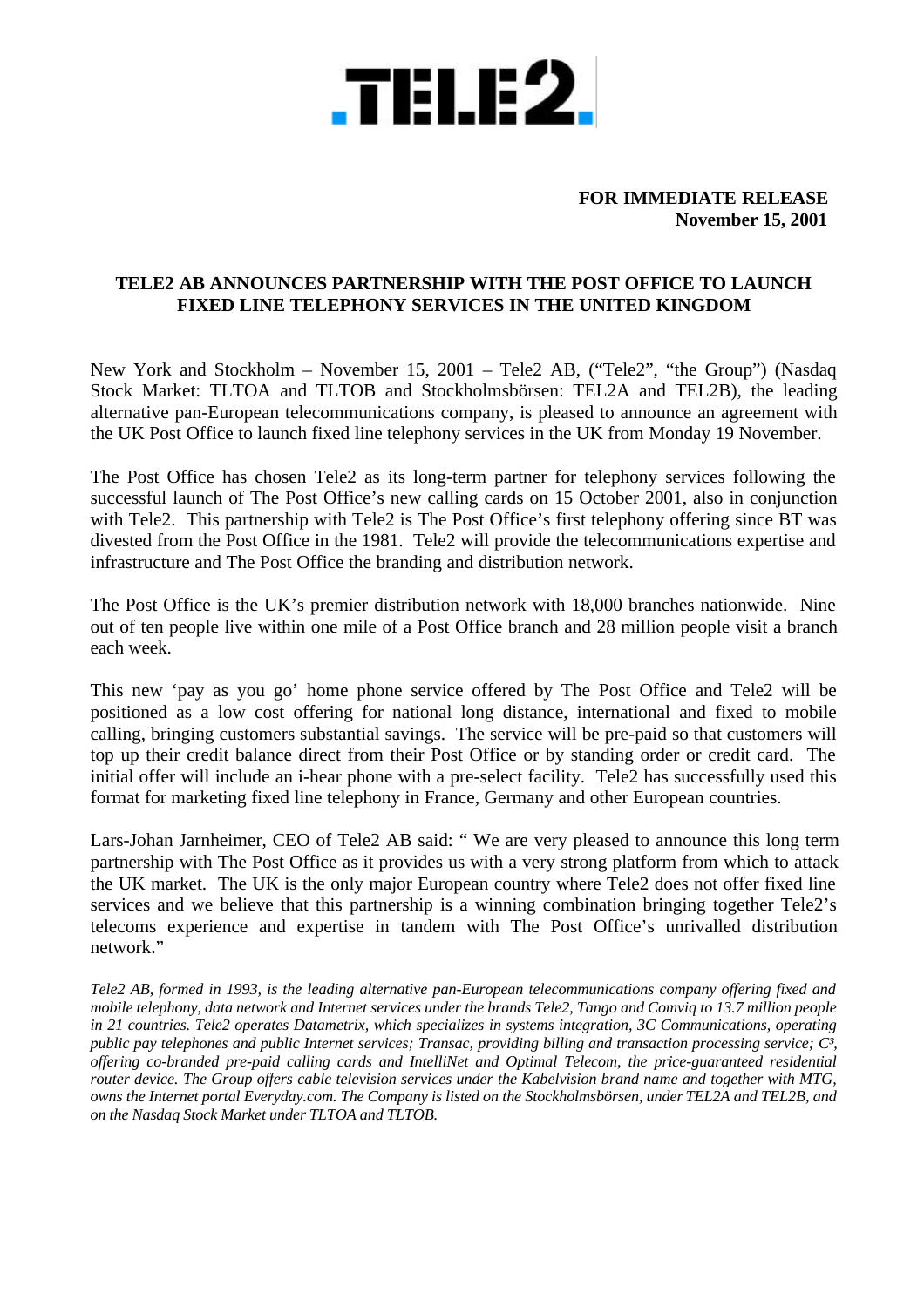.TELE2.

**FOR IMMEDIATE RELEASE**
**November 15, 2001**

## TELE2 AB ANNOUNCES PARTNERSHIP WITH THE POST OFFICE TO LAUNCH FIXED LINE TELEPHONY SERVICES IN THE UNITED KINGDOM

New York and Stockholm – November 15, 2001 – Tele2 AB, ("Tele2", "the Group") (Nasdaq Stock Market: TLTOA and TLTOB and Stockholmsbörsen: TEL2A and TEL2B), the leading alternative pan-European telecommunications company, is pleased to announce an agreement with the UK Post Office to launch fixed line telephony services in the UK from Monday 19 November.

The Post Office has chosen Tele2 as its long-term partner for telephony services following the successful launch of The Post Office's new calling cards on 15 October 2001, also in conjunction with Tele2. This partnership with Tele2 is The Post Office's first telephony offering since BT was divested from the Post Office in the 1981. Tele2 will provide the telecommunications expertise and infrastructure and The Post Office the branding and distribution network.

The Post Office is the UK's premier distribution network with 18,000 branches nationwide. Nine out of ten people live within one mile of a Post Office branch and 28 million people visit a branch each week.

This new 'pay as you go' home phone service offered by The Post Office and Tele2 will be positioned as a low cost offering for national long distance, international and fixed to mobile calling, bringing customers substantial savings. The service will be pre-paid so that customers will top up their credit balance direct from their Post Office or by standing order or credit card. The initial offer will include an i-hear phone with a pre-select facility. Tele2 has successfully used this format for marketing fixed line telephony in France, Germany and other European countries.

Lars-Johan Jarnheimer, CEO of Tele2 AB said: " We are very pleased to announce this long term partnership with The Post Office as it provides us with a very strong platform from which to attack the UK market. The UK is the only major European country where Tele2 does not offer fixed line services and we believe that this partnership is a winning combination bringing together Tele2's telecoms experience and expertise in tandem with The Post Office's unrivalled distribution network."

*Tele2 AB, formed in 1993, is the leading alternative pan-European telecommunications company offering fixed and mobile telephony, data network and Internet services under the brands Tele2, Tango and Comviq to 13.7 million people in 21 countries. Tele2 operates Datametrix, which specializes in systems integration, 3C Communications, operating public pay telephones and public Internet services; Transac, providing billing and transaction processing service; C³, offering co-branded pre-paid calling cards and IntelliNet and Optimal Telecom, the price-guaranteed residential router device. The Group offers cable television services under the Kabelvision brand name and together with MTG, owns the Internet portal Everyday.com. The Company is listed on the Stockholmsbörsen, under TEL2A and TEL2B, and on the Nasdaq Stock Market under TLTOA and TLTOB.*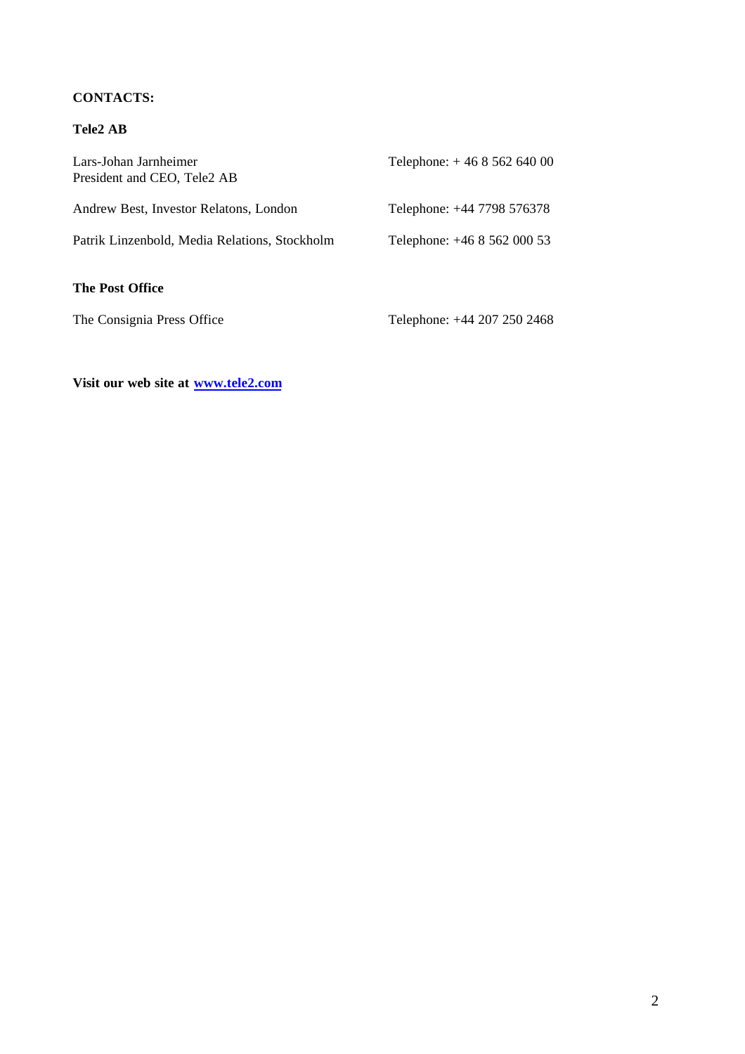**CONTACTS:**

**Tele2 AB**

| | |
|---|---|
| Lars-Johan Jarnheimer<br>President and CEO, Tele2 AB | Telephone: + 46 8 562 640 00 |
| Andrew Best, Investor Relatons, London | Telephone: +44 7798 576378 |
| Patrik Linzenbold, Media Relations, Stockholm | Telephone: +46 8 562 000 53 |

**The Post Office**

| | |
|---|---|
| The Consignia Press Office | Telephone: +44 207 250 2468 |

**Visit our web site at [www.tele2.com](http://www.tele2.com)**